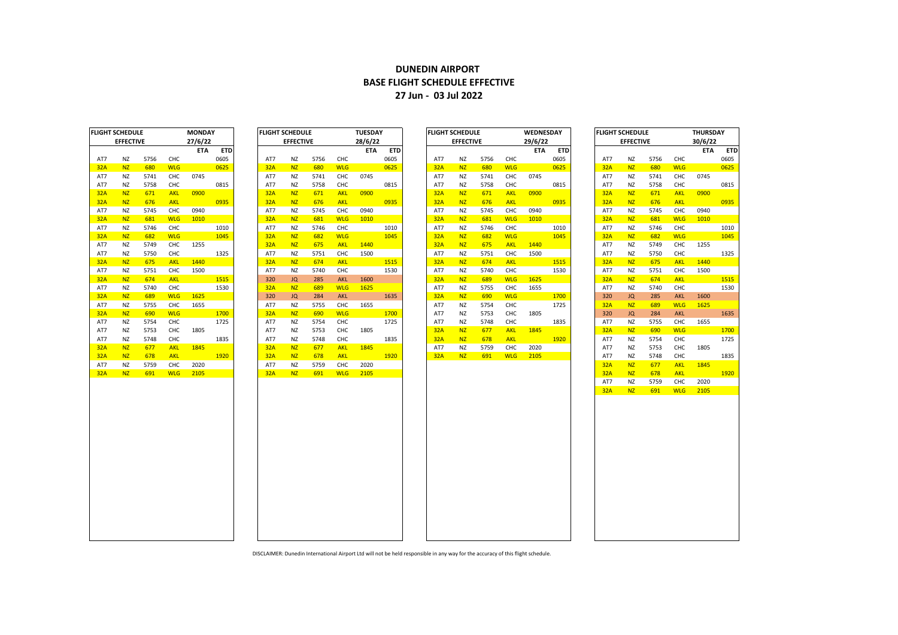# DUNEDIN AIRPORT
## BASE FLIGHT SCHEDULE EFFECTIVE
## 27 Jun - 03 Jul 2022

**FLIGHT SCHEDULE EFFECTIVE — MONDAY 27/6/22**

| | | | | ETA | ETD |
|---|---|---|---|---|---|
| AT7 | NZ | 5756 | CHC | | 0605 |
| 32A | NZ | 680 | WLG | | 0625 |
| AT7 | NZ | 5741 | CHC | 0745 | |
| AT7 | NZ | 5758 | CHC | | 0815 |
| 32A | NZ | 671 | AKL | 0900 | |
| 32A | NZ | 676 | AKL | | 0935 |
| AT7 | NZ | 5745 | CHC | 0940 | |
| 32A | NZ | 681 | WLG | 1010 | |
| AT7 | NZ | 5746 | CHC | | 1010 |
| 32A | NZ | 682 | WLG | | 1045 |
| AT7 | NZ | 5749 | CHC | 1255 | |
| AT7 | NZ | 5750 | CHC | | 1325 |
| 32A | NZ | 675 | AKL | 1440 | |
| AT7 | NZ | 5751 | CHC | 1500 | |
| 32A | NZ | 674 | AKL | | 1515 |
| AT7 | NZ | 5740 | CHC | | 1530 |
| 32A | NZ | 689 | WLG | 1625 | |
| AT7 | NZ | 5755 | CHC | 1655 | |
| 32A | NZ | 690 | WLG | | 1700 |
| AT7 | NZ | 5754 | CHC | | 1725 |
| AT7 | NZ | 5753 | CHC | 1805 | |
| AT7 | NZ | 5748 | CHC | | 1835 |
| 32A | NZ | 677 | AKL | 1845 | |
| 32A | NZ | 678 | AKL | | 1920 |
| AT7 | NZ | 5759 | CHC | 2020 | |
| 32A | NZ | 691 | WLG | 2105 | |

**FLIGHT SCHEDULE EFFECTIVE — TUESDAY 28/6/22**

| | | | | ETA | ETD |
|---|---|---|---|---|---|
| AT7 | NZ | 5756 | CHC | | 0605 |
| 32A | NZ | 680 | WLG | | 0625 |
| AT7 | NZ | 5741 | CHC | 0745 | |
| AT7 | NZ | 5758 | CHC | | 0815 |
| 32A | NZ | 671 | AKL | 0900 | |
| 32A | NZ | 676 | AKL | | 0935 |
| AT7 | NZ | 5745 | CHC | 0940 | |
| 32A | NZ | 681 | WLG | 1010 | |
| AT7 | NZ | 5746 | CHC | | 1010 |
| 32A | NZ | 682 | WLG | | 1045 |
| 32A | NZ | 675 | AKL | 1440 | |
| AT7 | NZ | 5751 | CHC | 1500 | |
| 32A | NZ | 674 | AKL | | 1515 |
| AT7 | NZ | 5740 | CHC | | 1530 |
| 320 | JQ | 285 | AKL | 1600 | |
| 32A | NZ | 689 | WLG | 1625 | |
| 320 | JQ | 284 | AKL | | 1635 |
| AT7 | NZ | 5755 | CHC | 1655 | |
| 32A | NZ | 690 | WLG | | 1700 |
| AT7 | NZ | 5754 | CHC | | 1725 |
| AT7 | NZ | 5753 | CHC | 1805 | |
| AT7 | NZ | 5748 | CHC | | 1835 |
| 32A | NZ | 677 | AKL | 1845 | |
| 32A | NZ | 678 | AKL | | 1920 |
| AT7 | NZ | 5759 | CHC | 2020 | |
| 32A | NZ | 691 | WLG | 2105 | |

**FLIGHT SCHEDULE EFFECTIVE — WEDNESDAY 29/6/22**

| | | | | ETA | ETD |
|---|---|---|---|---|---|
| AT7 | NZ | 5756 | CHC | | 0605 |
| 32A | NZ | 680 | WLG | | 0625 |
| AT7 | NZ | 5741 | CHC | 0745 | |
| AT7 | NZ | 5758 | CHC | | 0815 |
| 32A | NZ | 671 | AKL | 0900 | |
| 32A | NZ | 676 | AKL | | 0935 |
| AT7 | NZ | 5745 | CHC | 0940 | |
| 32A | NZ | 681 | WLG | 1010 | |
| AT7 | NZ | 5746 | CHC | | 1010 |
| 32A | NZ | 682 | WLG | | 1045 |
| 32A | NZ | 675 | AKL | 1440 | |
| AT7 | NZ | 5751 | CHC | 1500 | |
| 32A | NZ | 674 | AKL | | 1515 |
| AT7 | NZ | 5740 | CHC | | 1530 |
| 32A | NZ | 689 | WLG | 1625 | |
| AT7 | NZ | 5755 | CHC | 1655 | |
| 32A | NZ | 690 | WLG | | 1700 |
| AT7 | NZ | 5754 | CHC | | 1725 |
| AT7 | NZ | 5753 | CHC | 1805 | |
| AT7 | NZ | 5748 | CHC | | 1835 |
| 32A | NZ | 677 | AKL | 1845 | |
| 32A | NZ | 678 | AKL | | 1920 |
| AT7 | NZ | 5759 | CHC | 2020 | |
| 32A | NZ | 691 | WLG | 2105 | |

**FLIGHT SCHEDULE EFFECTIVE — THURSDAY 30/6/22**

| | | | | ETA | ETD |
|---|---|---|---|---|---|
| AT7 | NZ | 5756 | CHC | | 0605 |
| 32A | NZ | 680 | WLG | | 0625 |
| AT7 | NZ | 5741 | CHC | 0745 | |
| AT7 | NZ | 5758 | CHC | | 0815 |
| 32A | NZ | 671 | AKL | 0900 | |
| 32A | NZ | 676 | AKL | | 0935 |
| AT7 | NZ | 5745 | CHC | 0940 | |
| 32A | NZ | 681 | WLG | 1010 | |
| AT7 | NZ | 5746 | CHC | | 1010 |
| 32A | NZ | 682 | WLG | | 1045 |
| AT7 | NZ | 5749 | CHC | 1255 | |
| AT7 | NZ | 5750 | CHC | | 1325 |
| 32A | NZ | 675 | AKL | 1440 | |
| AT7 | NZ | 5751 | CHC | 1500 | |
| 32A | NZ | 674 | AKL | | 1515 |
| AT7 | NZ | 5740 | CHC | | 1530 |
| 320 | JQ | 285 | AKL | 1600 | |
| 32A | NZ | 689 | WLG | 1625 | |
| 320 | JQ | 284 | AKL | | 1635 |
| AT7 | NZ | 5755 | CHC | 1655 | |
| 32A | NZ | 690 | WLG | | 1700 |
| AT7 | NZ | 5754 | CHC | | 1725 |
| AT7 | NZ | 5753 | CHC | 1805 | |
| AT7 | NZ | 5748 | CHC | | 1835 |
| 32A | NZ | 677 | AKL | 1845 | |
| 32A | NZ | 678 | AKL | | 1920 |
| AT7 | NZ | 5759 | CHC | 2020 | |
| 32A | NZ | 691 | WLG | 2105 | |

DISCLAIMER: Dunedin International Airport Ltd will not be held responsible in any way for the accuracy of this flight schedule.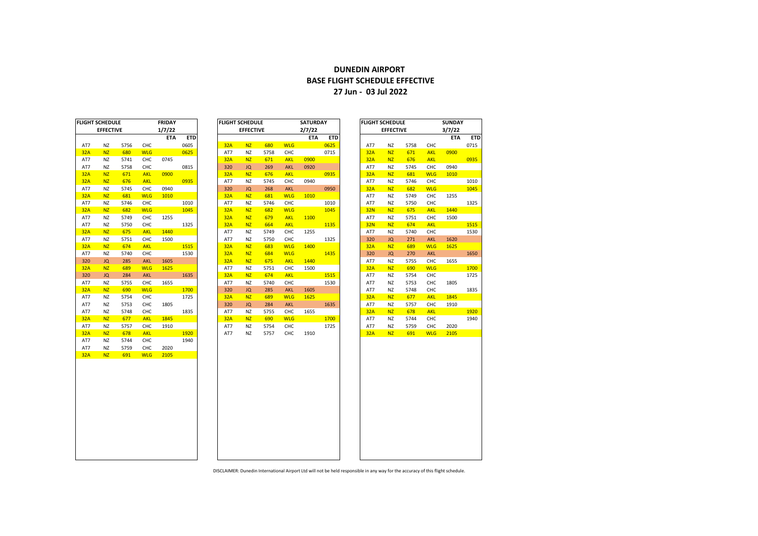# DUNEDIN AIRPORT
## BASE FLIGHT SCHEDULE EFFECTIVE
### 27 Jun - 03 Jul 2022

| FLIGHT SCHEDULE | | | | FRIDAY | |
|---|---|---|---|---|---|
| EFFECTIVE | | | | 1/7/22 | |
| | | | | ETA | ETD |
| AT7 | NZ | 5756 | CHC | | 0605 |
| 32A | NZ | 680 | WLG | | 0625 |
| AT7 | NZ | 5741 | CHC | 0745 | |
| AT7 | NZ | 5758 | CHC | | 0815 |
| 32A | NZ | 671 | AKL | 0900 | |
| 32A | NZ | 676 | AKL | | 0935 |
| AT7 | NZ | 5745 | CHC | 0940 | |
| 32A | NZ | 681 | WLG | 1010 | |
| AT7 | NZ | 5746 | CHC | | 1010 |
| 32A | NZ | 682 | WLG | | 1045 |
| AT7 | NZ | 5749 | CHC | 1255 | |
| AT7 | NZ | 5750 | CHC | | 1325 |
| 32A | NZ | 675 | AKL | 1440 | |
| AT7 | NZ | 5751 | CHC | 1500 | |
| 32A | NZ | 674 | AKL | | 1515 |
| AT7 | NZ | 5740 | CHC | | 1530 |
| 320 | JQ | 285 | AKL | 1605 | |
| 32A | NZ | 689 | WLG | 1625 | |
| 320 | JQ | 284 | AKL | | 1635 |
| AT7 | NZ | 5755 | CHC | 1655 | |
| 32A | NZ | 690 | WLG | | 1700 |
| AT7 | NZ | 5754 | CHC | | 1725 |
| AT7 | NZ | 5753 | CHC | 1805 | |
| AT7 | NZ | 5748 | CHC | | 1835 |
| 32A | NZ | 677 | AKL | 1845 | |
| AT7 | NZ | 5757 | CHC | 1910 | |
| 32A | NZ | 678 | AKL | | 1920 |
| AT7 | NZ | 5744 | CHC | | 1940 |
| AT7 | NZ | 5759 | CHC | 2020 | |
| 32A | NZ | 691 | WLG | 2105 | |

| FLIGHT SCHEDULE | | | | SATURDAY | |
|---|---|---|---|---|---|
| EFFECTIVE | | | | 2/7/22 | |
| | | | | ETA | ETD |
| 32A | NZ | 680 | WLG | | 0625 |
| AT7 | NZ | 5758 | CHC | | 0715 |
| 32A | NZ | 671 | AKL | 0900 | |
| 320 | JQ | 269 | AKL | 0920 | |
| 32A | NZ | 676 | AKL | | 0935 |
| AT7 | NZ | 5745 | CHC | 0940 | |
| 320 | JQ | 268 | AKL | | 0950 |
| 32A | NZ | 681 | WLG | 1010 | |
| AT7 | NZ | 5746 | CHC | | 1010 |
| 32A | NZ | 682 | WLG | | 1045 |
| 32A | NZ | 679 | AKL | 1100 | |
| 32A | NZ | 664 | AKL | | 1135 |
| AT7 | NZ | 5749 | CHC | 1255 | |
| AT7 | NZ | 5750 | CHC | | 1325 |
| 32A | NZ | 683 | WLG | 1400 | |
| 32A | NZ | 684 | WLG | | 1435 |
| 32A | NZ | 675 | AKL | 1440 | |
| AT7 | NZ | 5751 | CHC | 1500 | |
| 32A | NZ | 674 | AKL | | 1515 |
| AT7 | NZ | 5740 | CHC | | 1530 |
| 320 | JQ | 285 | AKL | 1605 | |
| 32A | NZ | 689 | WLG | 1625 | |
| 320 | JQ | 284 | AKL | | 1635 |
| AT7 | NZ | 5755 | CHC | 1655 | |
| 32A | NZ | 690 | WLG | | 1700 |
| AT7 | NZ | 5754 | CHC | | 1725 |
| AT7 | NZ | 5757 | CHC | 1910 | |

| FLIGHT SCHEDULE | | | | SUNDAY | |
|---|---|---|---|---|---|
| EFFECTIVE | | | | 3/7/22 | |
| | | | | ETA | ETD |
| AT7 | NZ | 5758 | CHC | | 0715 |
| 32A | NZ | 671 | AKL | 0900 | |
| 32A | NZ | 676 | AKL | | 0935 |
| AT7 | NZ | 5745 | CHC | 0940 | |
| 32A | NZ | 681 | WLG | 1010 | |
| AT7 | NZ | 5746 | CHC | | 1010 |
| 32A | NZ | 682 | WLG | | 1045 |
| AT7 | NZ | 5749 | CHC | 1255 | |
| AT7 | NZ | 5750 | CHC | | 1325 |
| 32N | NZ | 675 | AKL | 1440 | |
| AT7 | NZ | 5751 | CHC | 1500 | |
| 32N | NZ | 674 | AKL | | 1515 |
| AT7 | NZ | 5740 | CHC | | 1530 |
| 320 | JQ | 271 | AKL | 1620 | |
| 32A | NZ | 689 | WLG | 1625 | |
| 320 | JQ | 270 | AKL | | 1650 |
| AT7 | NZ | 5755 | CHC | 1655 | |
| 32A | NZ | 690 | WLG | | 1700 |
| AT7 | NZ | 5754 | CHC | | 1725 |
| AT7 | NZ | 5753 | CHC | 1805 | |
| AT7 | NZ | 5748 | CHC | | 1835 |
| 32A | NZ | 677 | AKL | 1845 | |
| AT7 | NZ | 5757 | CHC | 1910 | |
| 32A | NZ | 678 | AKL | | 1920 |
| AT7 | NZ | 5744 | CHC | | 1940 |
| AT7 | NZ | 5759 | CHC | 2020 | |
| 32A | NZ | 691 | WLG | 2105 | |

DISCLAIMER: Dunedin International Airport Ltd will not be held responsible in any way for the accuracy of this flight schedule.